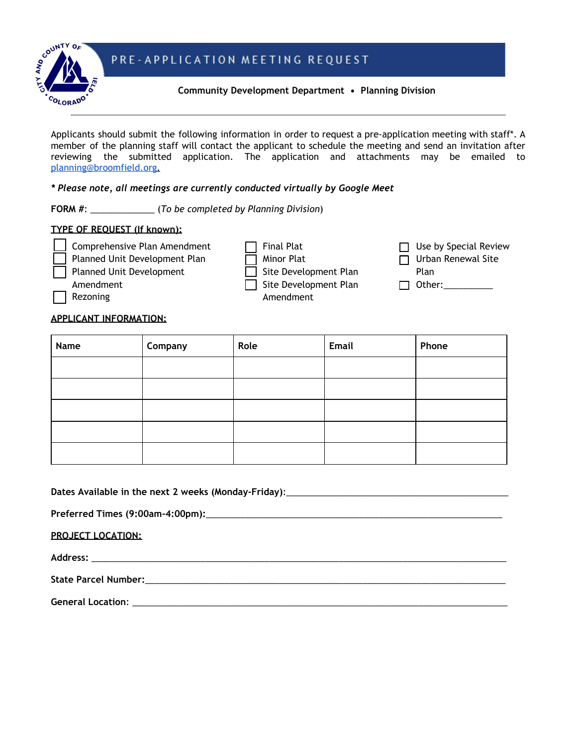# PRE-APPLICATION MEETING REQUEST

**Community Development Department • Planning Division**

Applicants should submit the following information in order to request a pre-application meeting with staff*. A member of the planning staff will contact the applicant to schedule the meeting and send an invitation after reviewing the submitted application. The application and attachments may be emailed to planning@broomfield.org.

***** *Please note, all meetings are currently conducted virtually by Google Meet***

**FORM #:** ____________ (*To be completed by Planning Division*)

**TYPE OF REQUEST (If known):**

- ☐ Comprehensive Plan Amendment
- ☐ Planned Unit Development Plan
- ☐ Planned Unit Development Amendment
- ☐ Rezoning
- ☐ Final Plat
- ☐ Minor Plat
- ☐ Site Development Plan
- ☐ Site Development Plan Amendment
- ☐ Use by Special Review
- ☐ Urban Renewal Site Plan
- ☐ Other:__________

**APPLICANT INFORMATION:**

| Name | Company | Role | Email | Phone |
|---|---|---|---|---|
| | | | | |
| | | | | |
| | | | | |
| | | | | |
| | | | | |

**Dates Available in the next 2 weeks (Monday-Friday):**______________________________________________

**Preferred Times (9:00am-4:00pm):**______________________________________________

**PROJECT LOCATION:**

**Address:** ______________________________________________

**State Parcel Number:**______________________________________________

**General Location:** ______________________________________________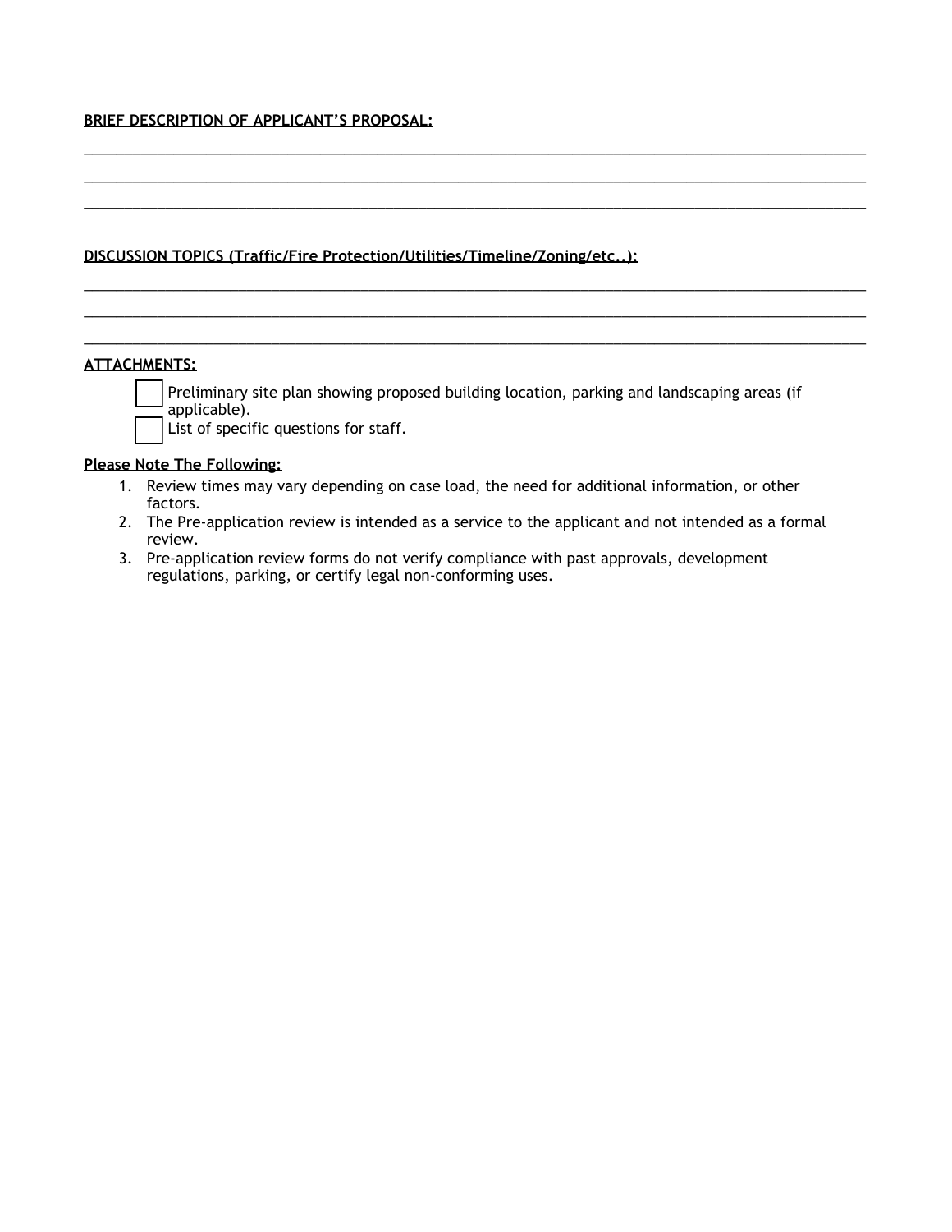**BRIEF DESCRIPTION OF APPLICANT'S PROPOSAL:**

\_\_\_\_\_\_\_\_\_\_\_\_\_\_\_\_\_\_\_\_\_\_\_\_\_\_\_\_\_\_\_\_\_\_\_\_\_\_\_\_\_\_\_\_\_\_\_\_\_\_\_\_\_\_\_\_\_\_\_\_\_\_\_\_\_\_\_\_\_\_\_\_\_\_\_\_\_\_

\_\_\_\_\_\_\_\_\_\_\_\_\_\_\_\_\_\_\_\_\_\_\_\_\_\_\_\_\_\_\_\_\_\_\_\_\_\_\_\_\_\_\_\_\_\_\_\_\_\_\_\_\_\_\_\_\_\_\_\_\_\_\_\_\_\_\_\_\_\_\_\_\_\_\_\_\_\_

\_\_\_\_\_\_\_\_\_\_\_\_\_\_\_\_\_\_\_\_\_\_\_\_\_\_\_\_\_\_\_\_\_\_\_\_\_\_\_\_\_\_\_\_\_\_\_\_\_\_\_\_\_\_\_\_\_\_\_\_\_\_\_\_\_\_\_\_\_\_\_\_\_\_\_\_\_\_

**DISCUSSION TOPICS (Traffic/Fire Protection/Utilities/Timeline/Zoning/etc..):**

\_\_\_\_\_\_\_\_\_\_\_\_\_\_\_\_\_\_\_\_\_\_\_\_\_\_\_\_\_\_\_\_\_\_\_\_\_\_\_\_\_\_\_\_\_\_\_\_\_\_\_\_\_\_\_\_\_\_\_\_\_\_\_\_\_\_\_\_\_\_\_\_\_\_\_\_\_\_

\_\_\_\_\_\_\_\_\_\_\_\_\_\_\_\_\_\_\_\_\_\_\_\_\_\_\_\_\_\_\_\_\_\_\_\_\_\_\_\_\_\_\_\_\_\_\_\_\_\_\_\_\_\_\_\_\_\_\_\_\_\_\_\_\_\_\_\_\_\_\_\_\_\_\_\_\_\_

\_\_\_\_\_\_\_\_\_\_\_\_\_\_\_\_\_\_\_\_\_\_\_\_\_\_\_\_\_\_\_\_\_\_\_\_\_\_\_\_\_\_\_\_\_\_\_\_\_\_\_\_\_\_\_\_\_\_\_\_\_\_\_\_\_\_\_\_\_\_\_\_\_\_\_\_\_\_

**ATTACHMENTS:**

- ☐ Preliminary site plan showing proposed building location, parking and landscaping areas (if applicable).
- ☐ List of specific questions for staff.

**Please Note The Following:**

1. Review times may vary depending on case load, the need for additional information, or other factors.
2. The Pre-application review is intended as a service to the applicant and not intended as a formal review.
3. Pre-application review forms do not verify compliance with past approvals, development regulations, parking, or certify legal non-conforming uses.